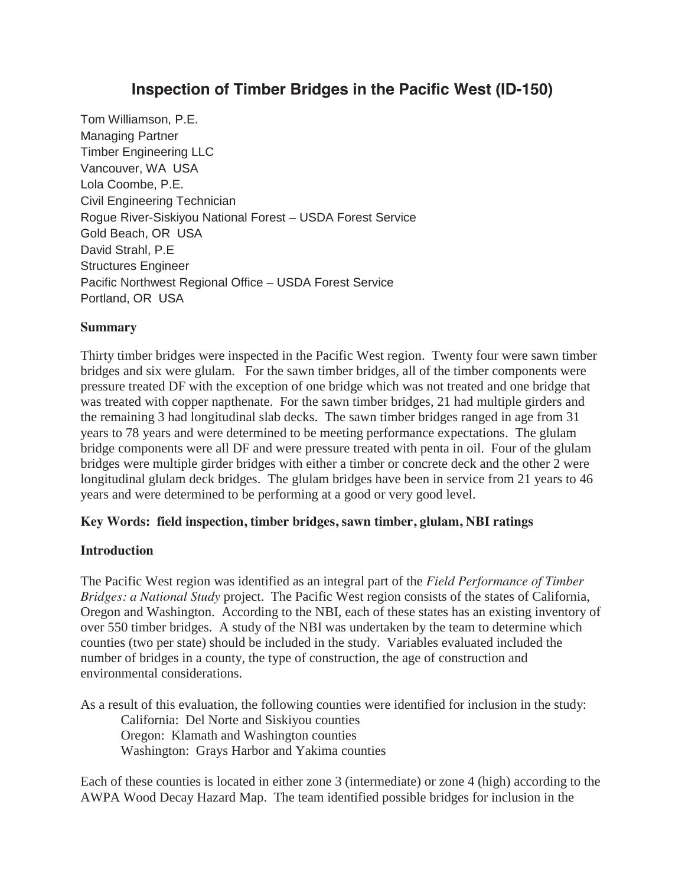# Inspection of Timber Bridges in the Pacific West (ID-150)

Tom Williamson, P.E.
Managing Partner
Timber Engineering LLC
Vancouver, WA USA
Lola Coombe, P.E.
Civil Engineering Technician
Rogue River-Siskiyou National Forest – USDA Forest Service
Gold Beach, OR USA
David Strahl, P.E
Structures Engineer
Pacific Northwest Regional Office – USDA Forest Service
Portland, OR USA

## Summary

Thirty timber bridges were inspected in the Pacific West region. Twenty four were sawn timber bridges and six were glulam. For the sawn timber bridges, all of the timber components were pressure treated DF with the exception of one bridge which was not treated and one bridge that was treated with copper napthenate. For the sawn timber bridges, 21 had multiple girders and the remaining 3 had longitudinal slab decks. The sawn timber bridges ranged in age from 31 years to 78 years and were determined to be meeting performance expectations. The glulam bridge components were all DF and were pressure treated with penta in oil. Four of the glulam bridges were multiple girder bridges with either a timber or concrete deck and the other 2 were longitudinal glulam deck bridges. The glulam bridges have been in service from 21 years to 46 years and were determined to be performing at a good or very good level.

**Key Words: field inspection, timber bridges, sawn timber, glulam, NBI ratings**

## Introduction

The Pacific West region was identified as an integral part of the *Field Performance of Timber Bridges: a National Study* project. The Pacific West region consists of the states of California, Oregon and Washington. According to the NBI, each of these states has an existing inventory of over 550 timber bridges. A study of the NBI was undertaken by the team to determine which counties (two per state) should be included in the study. Variables evaluated included the number of bridges in a county, the type of construction, the age of construction and environmental considerations.

As a result of this evaluation, the following counties were identified for inclusion in the study:

- California: Del Norte and Siskiyou counties
- Oregon: Klamath and Washington counties
- Washington: Grays Harbor and Yakima counties

Each of these counties is located in either zone 3 (intermediate) or zone 4 (high) according to the AWPA Wood Decay Hazard Map. The team identified possible bridges for inclusion in the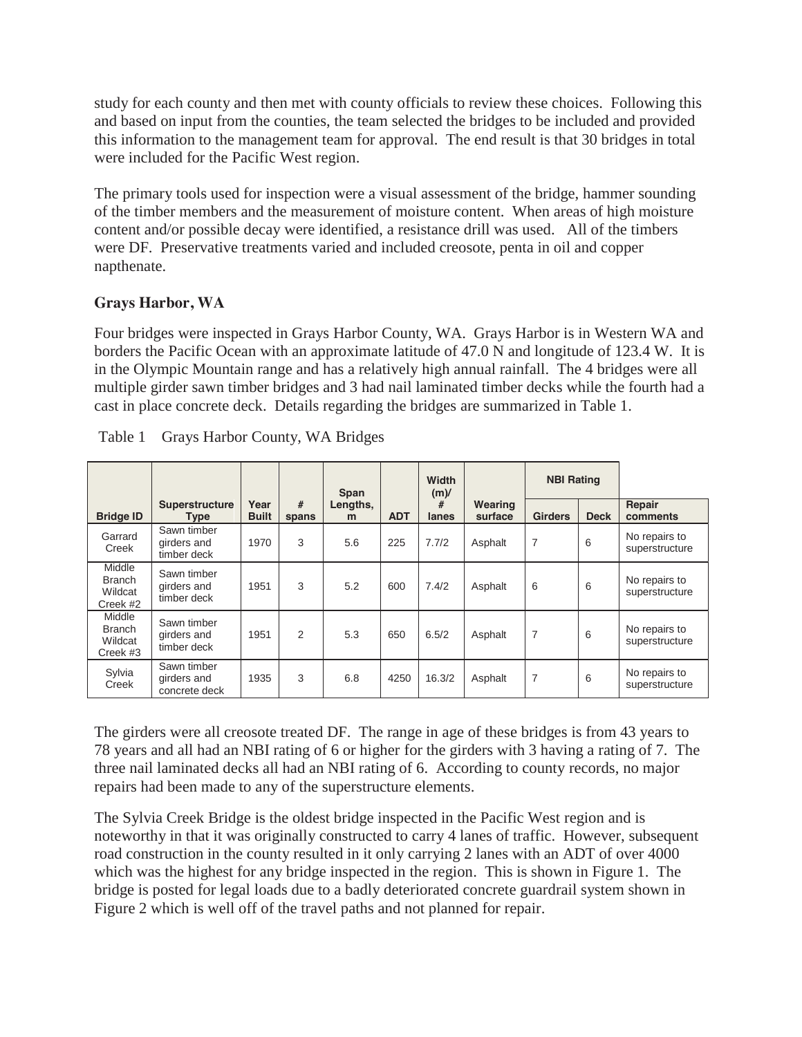study for each county and then met with county officials to review these choices. Following this and based on input from the counties, the team selected the bridges to be included and provided this information to the management team for approval. The end result is that 30 bridges in total were included for the Pacific West region.

The primary tools used for inspection were a visual assessment of the bridge, hammer sounding of the timber members and the measurement of moisture content. When areas of high moisture content and/or possible decay were identified, a resistance drill was used. All of the timbers were DF. Preservative treatments varied and included creosote, penta in oil and copper napthenate.

### Grays Harbor, WA

Four bridges were inspected in Grays Harbor County, WA. Grays Harbor is in Western WA and borders the Pacific Ocean with an approximate latitude of 47.0 N and longitude of 123.4 W. It is in the Olympic Mountain range and has a relatively high annual rainfall. The 4 bridges were all multiple girder sawn timber bridges and 3 had nail laminated timber decks while the fourth had a cast in place concrete deck. Details regarding the bridges are summarized in Table 1.

Table 1 Grays Harbor County, WA Bridges

| Bridge ID | Superstructure Type | Year Built | # spans | Span Lengths, m | ADT | Width (m)/ # lanes | Wearing surface | NBI Rating | | Repair comments |
|---|---|---|---|---|---|---|---|---|---|---|
| | | | | | | | | Girders | Deck | |
| Garrard Creek | Sawn timber girders and timber deck | 1970 | 3 | 5.6 | 225 | 7.7/2 | Asphalt | 7 | 6 | No repairs to superstructure |
| Middle Branch Wildcat Creek #2 | Sawn timber girders and timber deck | 1951 | 3 | 5.2 | 600 | 7.4/2 | Asphalt | 6 | 6 | No repairs to superstructure |
| Middle Branch Wildcat Creek #3 | Sawn timber girders and timber deck | 1951 | 2 | 5.3 | 650 | 6.5/2 | Asphalt | 7 | 6 | No repairs to superstructure |
| Sylvia Creek | Sawn timber girders and concrete deck | 1935 | 3 | 6.8 | 4250 | 16.3/2 | Asphalt | 7 | 6 | No repairs to superstructure |

The girders were all creosote treated DF. The range in age of these bridges is from 43 years to 78 years and all had an NBI rating of 6 or higher for the girders with 3 having a rating of 7. The three nail laminated decks all had an NBI rating of 6. According to county records, no major repairs had been made to any of the superstructure elements.

The Sylvia Creek Bridge is the oldest bridge inspected in the Pacific West region and is noteworthy in that it was originally constructed to carry 4 lanes of traffic. However, subsequent road construction in the county resulted in it only carrying 2 lanes with an ADT of over 4000 which was the highest for any bridge inspected in the region. This is shown in Figure 1. The bridge is posted for legal loads due to a badly deteriorated concrete guardrail system shown in Figure 2 which is well off of the travel paths and not planned for repair.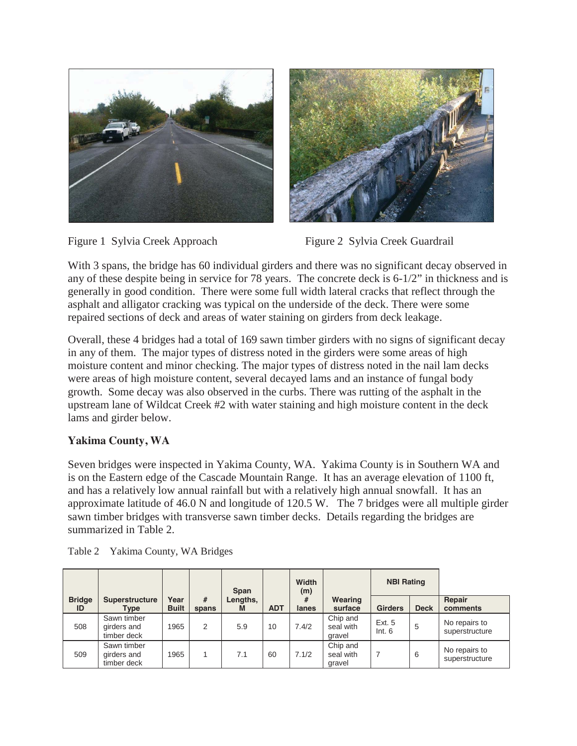Figure 1 Sylvia Creek Approach

Figure 2 Sylvia Creek Guardrail

With 3 spans, the bridge has 60 individual girders and there was no significant decay observed in any of these despite being in service for 78 years. The concrete deck is 6-1/2" in thickness and is generally in good condition. There were some full width lateral cracks that reflect through the asphalt and alligator cracking was typical on the underside of the deck. There were some repaired sections of deck and areas of water staining on girders from deck leakage.

Overall, these 4 bridges had a total of 169 sawn timber girders with no signs of significant decay in any of them. The major types of distress noted in the girders were some areas of high moisture content and minor checking. The major types of distress noted in the nail lam decks were areas of high moisture content, several decayed lams and an instance of fungal body growth. Some decay was also observed in the curbs. There was rutting of the asphalt in the upstream lane of Wildcat Creek #2 with water staining and high moisture content in the deck lams and girder below.

### Yakima County, WA

Seven bridges were inspected in Yakima County, WA. Yakima County is in Southern WA and is on the Eastern edge of the Cascade Mountain Range. It has an average elevation of 1100 ft, and has a relatively low annual rainfall but with a relatively high annual snowfall. It has an approximate latitude of 46.0 N and longitude of 120.5 W. The 7 bridges were all multiple girder sawn timber bridges with transverse sawn timber decks. Details regarding the bridges are summarized in Table 2.

Table 2 Yakima County, WA Bridges

| Bridge ID | Superstructure Type | Year Built | # spans | Span Lengths, M | ADT | Width (m) # lanes | Wearing surface | NBI Rating | | Repair comments |
|---|---|---|---|---|---|---|---|---|---|---|
| | | | | | | | | Girders | Deck | |
| 508 | Sawn timber girders and timber deck | 1965 | 2 | 5.9 | 10 | 7.4/2 | Chip and seal with gravel | Ext. 5 Int. 6 | 5 | No repairs to superstructure |
| 509 | Sawn timber girders and timber deck | 1965 | 1 | 7.1 | 60 | 7.1/2 | Chip and seal with gravel | 7 | 6 | No repairs to superstructure |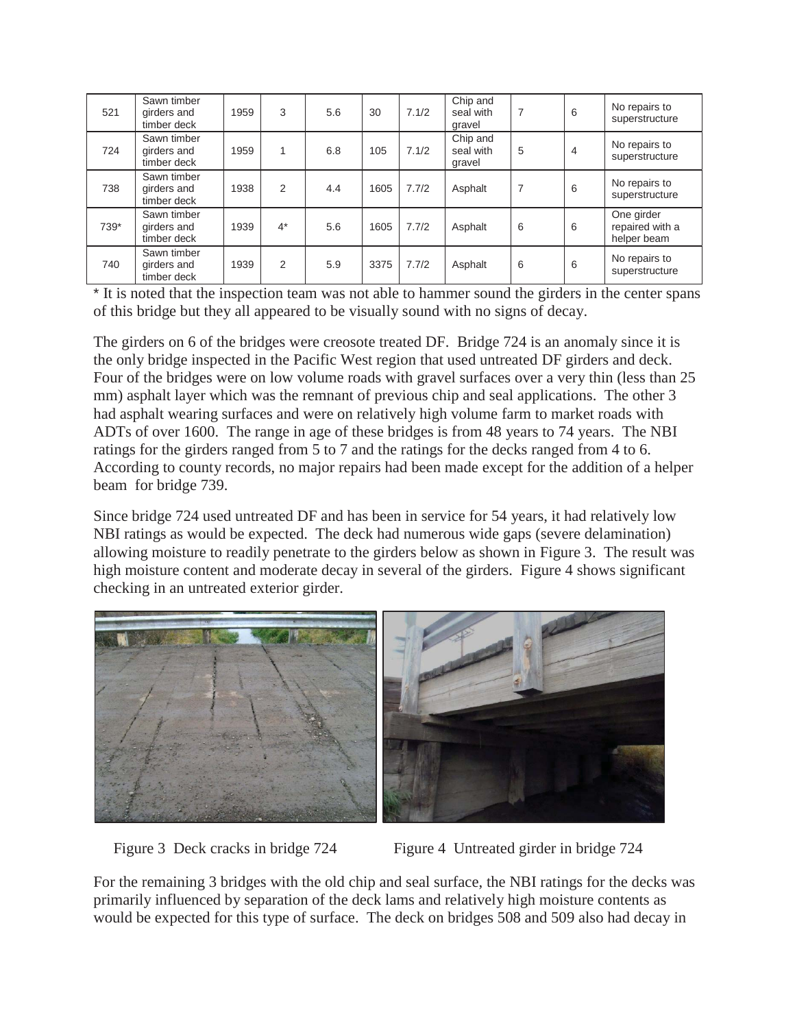| 521 | Sawn timber girders and timber deck | 1959 | 3 | 5.6 | 30 | 7.1/2 | Chip and seal with gravel | 7 | 6 | No repairs to superstructure |
|---|---|---|---|---|---|---|---|---|---|---|
| 724 | Sawn timber girders and timber deck | 1959 | 1 | 6.8 | 105 | 7.1/2 | Chip and seal with gravel | 5 | 4 | No repairs to superstructure |
| 738 | Sawn timber girders and timber deck | 1938 | 2 | 4.4 | 1605 | 7.7/2 | Asphalt | 7 | 6 | No repairs to superstructure |
| 739* | Sawn timber girders and timber deck | 1939 | 4* | 5.6 | 1605 | 7.7/2 | Asphalt | 6 | 6 | One girder repaired with a helper beam |
| 740 | Sawn timber girders and timber deck | 1939 | 2 | 5.9 | 3375 | 7.7/2 | Asphalt | 6 | 6 | No repairs to superstructure |

* It is noted that the inspection team was not able to hammer sound the girders in the center spans of this bridge but they all appeared to be visually sound with no signs of decay.

The girders on 6 of the bridges were creosote treated DF. Bridge 724 is an anomaly since it is the only bridge inspected in the Pacific West region that used untreated DF girders and deck. Four of the bridges were on low volume roads with gravel surfaces over a very thin (less than 25 mm) asphalt layer which was the remnant of previous chip and seal applications. The other 3 had asphalt wearing surfaces and were on relatively high volume farm to market roads with ADTs of over 1600. The range in age of these bridges is from 48 years to 74 years. The NBI ratings for the girders ranged from 5 to 7 and the ratings for the decks ranged from 4 to 6. According to county records, no major repairs had been made except for the addition of a helper beam for bridge 739.

Since bridge 724 used untreated DF and has been in service for 54 years, it had relatively low NBI ratings as would be expected. The deck had numerous wide gaps (severe delamination) allowing moisture to readily penetrate to the girders below as shown in Figure 3. The result was high moisture content and moderate decay in several of the girders. Figure 4 shows significant checking in an untreated exterior girder.

Figure 3 Deck cracks in bridge 724

Figure 4 Untreated girder in bridge 724

For the remaining 3 bridges with the old chip and seal surface, the NBI ratings for the decks was primarily influenced by separation of the deck lams and relatively high moisture contents as would be expected for this type of surface. The deck on bridges 508 and 509 also had decay in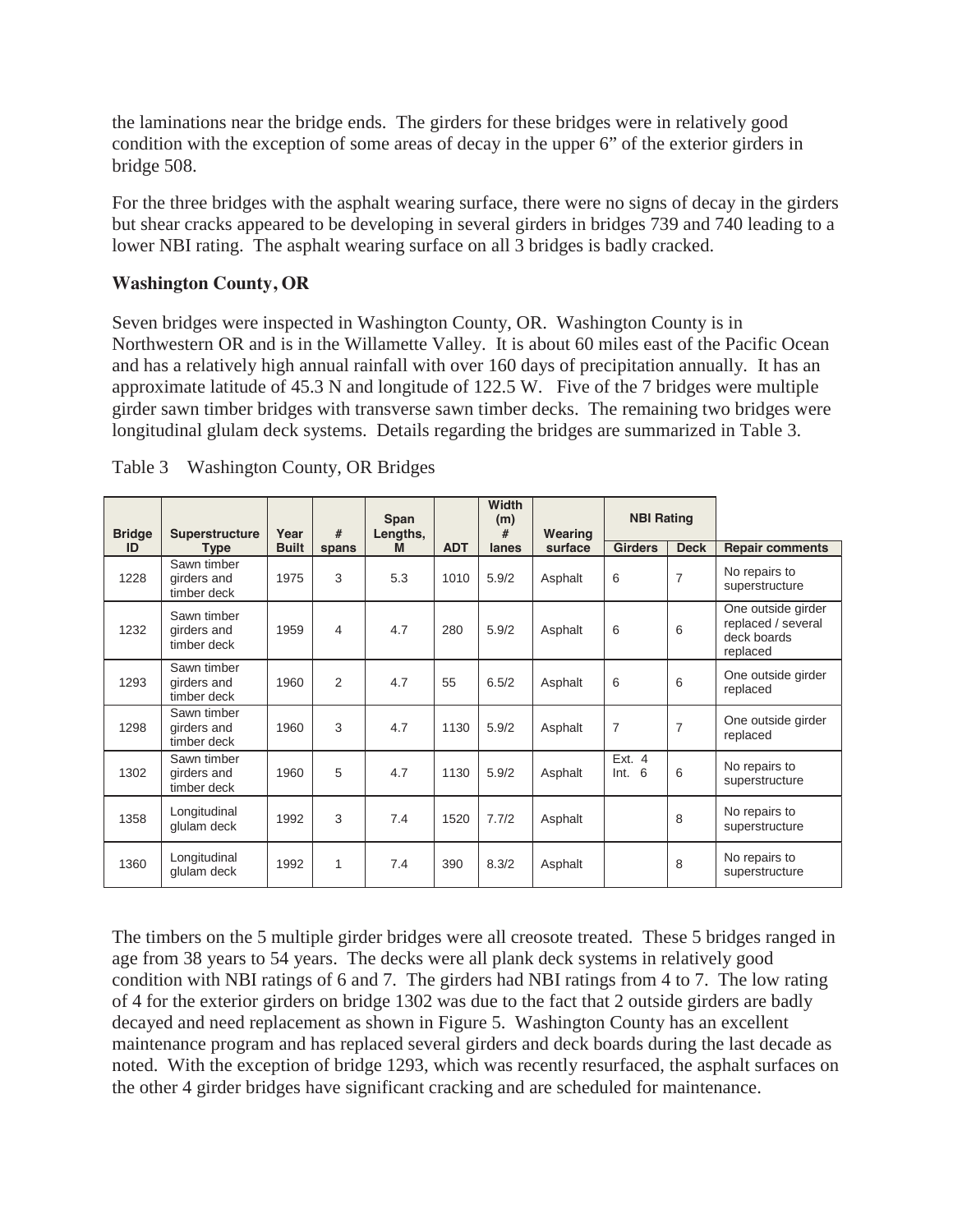the laminations near the bridge ends. The girders for these bridges were in relatively good condition with the exception of some areas of decay in the upper 6" of the exterior girders in bridge 508.

For the three bridges with the asphalt wearing surface, there were no signs of decay in the girders but shear cracks appeared to be developing in several girders in bridges 739 and 740 leading to a lower NBI rating. The asphalt wearing surface on all 3 bridges is badly cracked.

### Washington County, OR

Seven bridges were inspected in Washington County, OR. Washington County is in Northwestern OR and is in the Willamette Valley. It is about 60 miles east of the Pacific Ocean and has a relatively high annual rainfall with over 160 days of precipitation annually. It has an approximate latitude of 45.3 N and longitude of 122.5 W. Five of the 7 bridges were multiple girder sawn timber bridges with transverse sawn timber decks. The remaining two bridges were longitudinal glulam deck systems. Details regarding the bridges are summarized in Table 3.

Table 3 Washington County, OR Bridges

| Bridge ID | Superstructure Type | Year Built | # spans | Span Lengths, M | ADT | Width (m) # lanes | Wearing surface | NBI Rating | | Repair comments |
|---|---|---|---|---|---|---|---|---|---|---|
| | | | | | | | | Girders | Deck | |
| 1228 | Sawn timber girders and timber deck | 1975 | 3 | 5.3 | 1010 | 5.9/2 | Asphalt | 6 | 7 | No repairs to superstructure |
| 1232 | Sawn timber girders and timber deck | 1959 | 4 | 4.7 | 280 | 5.9/2 | Asphalt | 6 | 6 | One outside girder replaced / several deck boards replaced |
| 1293 | Sawn timber girders and timber deck | 1960 | 2 | 4.7 | 55 | 6.5/2 | Asphalt | 6 | 6 | One outside girder replaced |
| 1298 | Sawn timber girders and timber deck | 1960 | 3 | 4.7 | 1130 | 5.9/2 | Asphalt | 7 | 7 | One outside girder replaced |
| 1302 | Sawn timber girders and timber deck | 1960 | 5 | 4.7 | 1130 | 5.9/2 | Asphalt | Ext. 4 Int. 6 | 6 | No repairs to superstructure |
| 1358 | Longitudinal glulam deck | 1992 | 3 | 7.4 | 1520 | 7.7/2 | Asphalt | | 8 | No repairs to superstructure |
| 1360 | Longitudinal glulam deck | 1992 | 1 | 7.4 | 390 | 8.3/2 | Asphalt | | 8 | No repairs to superstructure |

The timbers on the 5 multiple girder bridges were all creosote treated. These 5 bridges ranged in age from 38 years to 54 years. The decks were all plank deck systems in relatively good condition with NBI ratings of 6 and 7. The girders had NBI ratings from 4 to 7. The low rating of 4 for the exterior girders on bridge 1302 was due to the fact that 2 outside girders are badly decayed and need replacement as shown in Figure 5. Washington County has an excellent maintenance program and has replaced several girders and deck boards during the last decade as noted. With the exception of bridge 1293, which was recently resurfaced, the asphalt surfaces on the other 4 girder bridges have significant cracking and are scheduled for maintenance.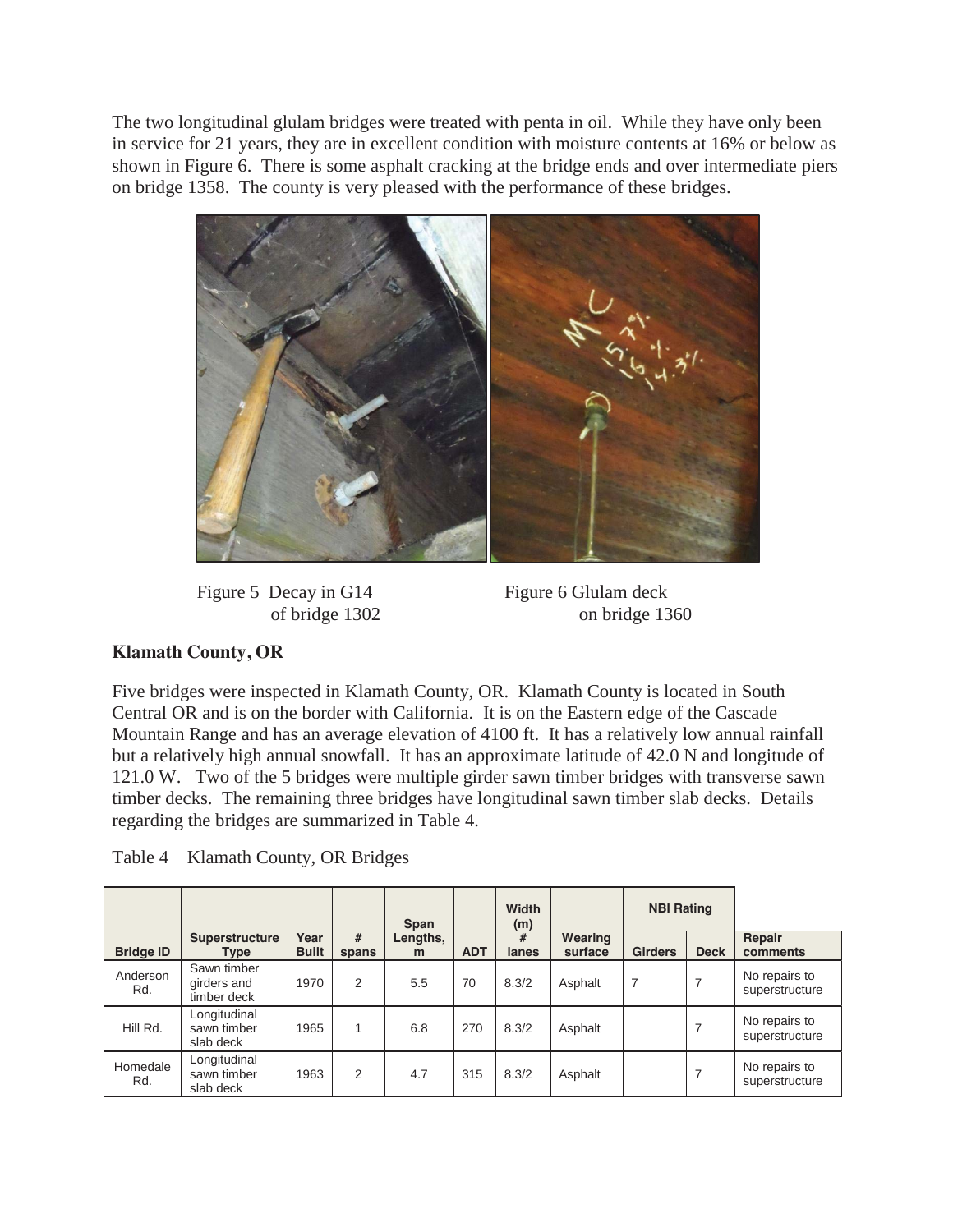The two longitudinal glulam bridges were treated with penta in oil. While they have only been in service for 21 years, they are in excellent condition with moisture contents at 16% or below as shown in Figure 6. There is some asphalt cracking at the bridge ends and over intermediate piers on bridge 1358. The county is very pleased with the performance of these bridges.

Figure 5 Decay in G14 of bridge 1302

Figure 6 Glulam deck on bridge 1360

### Klamath County, OR

Five bridges were inspected in Klamath County, OR. Klamath County is located in South Central OR and is on the border with California. It is on the Eastern edge of the Cascade Mountain Range and has an average elevation of 4100 ft. It has a relatively low annual rainfall but a relatively high annual snowfall. It has an approximate latitude of 42.0 N and longitude of 121.0 W. Two of the 5 bridges were multiple girder sawn timber bridges with transverse sawn timber decks. The remaining three bridges have longitudinal sawn timber slab decks. Details regarding the bridges are summarized in Table 4.

Table 4 Klamath County, OR Bridges

| Bridge ID | Superstructure Type | Year Built | # spans | Span Lengths, m | ADT | Width (m) # lanes | Wearing surface | NBI Rating | | Repair comments |
|---|---|---|---|---|---|---|---|---|---|---|
| | | | | | | | | Girders | Deck | |
| Anderson Rd. | Sawn timber girders and timber deck | 1970 | 2 | 5.5 | 70 | 8.3/2 | Asphalt | 7 | 7 | No repairs to superstructure |
| Hill Rd. | Longitudinal sawn timber slab deck | 1965 | 1 | 6.8 | 270 | 8.3/2 | Asphalt | | 7 | No repairs to superstructure |
| Homedale Rd. | Longitudinal sawn timber slab deck | 1963 | 2 | 4.7 | 315 | 8.3/2 | Asphalt | | 7 | No repairs to superstructure |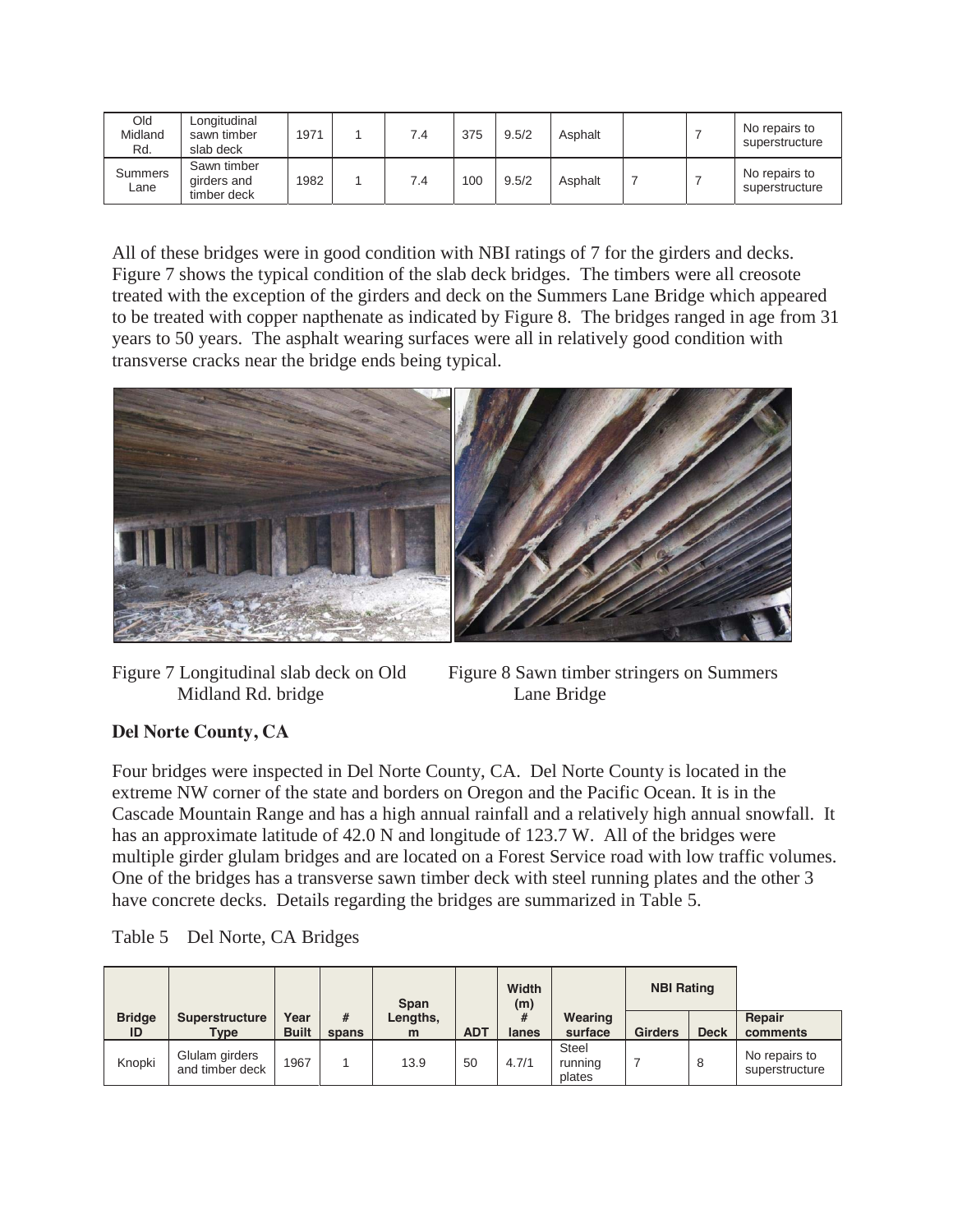| Old Midland Rd. | Longitudinal sawn timber slab deck | 1971 | 1 | 7.4 | 375 | 9.5/2 | Asphalt | | 7 | No repairs to superstructure |
|---|---|---|---|---|---|---|---|---|---|---|
| Summers Lane | Sawn timber girders and timber deck | 1982 | 1 | 7.4 | 100 | 9.5/2 | Asphalt | 7 | 7 | No repairs to superstructure |

All of these bridges were in good condition with NBI ratings of 7 for the girders and decks. Figure 7 shows the typical condition of the slab deck bridges. The timbers were all creosote treated with the exception of the girders and deck on the Summers Lane Bridge which appeared to be treated with copper napthenate as indicated by Figure 8. The bridges ranged in age from 31 years to 50 years. The asphalt wearing surfaces were all in relatively good condition with transverse cracks near the bridge ends being typical.

Figure 7 Longitudinal slab deck on Old Midland Rd. bridge

Figure 8 Sawn timber stringers on Summers Lane Bridge

**Del Norte County, CA**

Four bridges were inspected in Del Norte County, CA. Del Norte County is located in the extreme NW corner of the state and borders on Oregon and the Pacific Ocean. It is in the Cascade Mountain Range and has a high annual rainfall and a relatively high annual snowfall. It has an approximate latitude of 42.0 N and longitude of 123.7 W. All of the bridges were multiple girder glulam bridges and are located on a Forest Service road with low traffic volumes. One of the bridges has a transverse sawn timber deck with steel running plates and the other 3 have concrete decks. Details regarding the bridges are summarized in Table 5.

Table 5 Del Norte, CA Bridges

| Bridge ID | Superstructure Type | Year Built | # spans | Span Lengths, m | ADT | Width (m) # lanes | Wearing surface | NBI Rating | | Repair comments |
|---|---|---|---|---|---|---|---|---|---|---|
| | | | | | | | | Girders | Deck | |
| Knopki | Glulam girders and timber deck | 1967 | 1 | 13.9 | 50 | 4.7/1 | Steel running plates | 7 | 8 | No repairs to superstructure |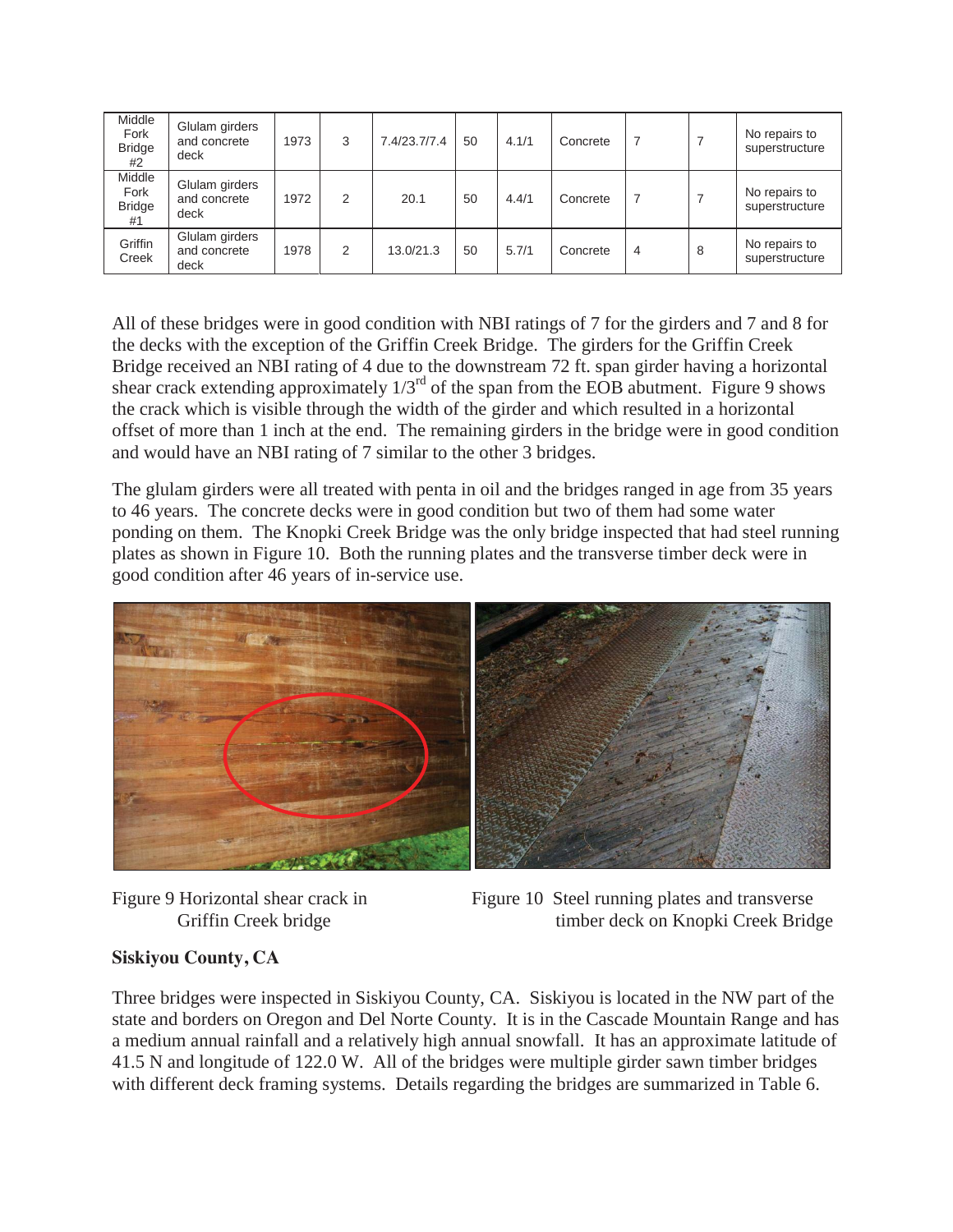| Middle Fork Bridge #2 | Glulam girders and concrete deck | 1973 | 3 | 7.4/23.7/7.4 | 50 | 4.1/1 | Concrete | 7 | 7 | No repairs to superstructure |
|---|---|---|---|---|---|---|---|---|---|---|
| Middle Fork Bridge #1 | Glulam girders and concrete deck | 1972 | 2 | 20.1 | 50 | 4.4/1 | Concrete | 7 | 7 | No repairs to superstructure |
| Griffin Creek | Glulam girders and concrete deck | 1978 | 2 | 13.0/21.3 | 50 | 5.7/1 | Concrete | 4 | 8 | No repairs to superstructure |

All of these bridges were in good condition with NBI ratings of 7 for the girders and 7 and 8 for the decks with the exception of the Griffin Creek Bridge. The girders for the Griffin Creek Bridge received an NBI rating of 4 due to the downstream 72 ft. span girder having a horizontal shear crack extending approximately 1/3rd of the span from the EOB abutment. Figure 9 shows the crack which is visible through the width of the girder and which resulted in a horizontal offset of more than 1 inch at the end. The remaining girders in the bridge were in good condition and would have an NBI rating of 7 similar to the other 3 bridges.

The glulam girders were all treated with penta in oil and the bridges ranged in age from 35 years to 46 years. The concrete decks were in good condition but two of them had some water ponding on them. The Knopki Creek Bridge was the only bridge inspected that had steel running plates as shown in Figure 10. Both the running plates and the transverse timber deck were in good condition after 46 years of in-service use.

Figure 9 Horizontal shear crack in Griffin Creek bridge

Figure 10 Steel running plates and transverse timber deck on Knopki Creek Bridge

**Siskiyou County, CA**

Three bridges were inspected in Siskiyou County, CA. Siskiyou is located in the NW part of the state and borders on Oregon and Del Norte County. It is in the Cascade Mountain Range and has a medium annual rainfall and a relatively high annual snowfall. It has an approximate latitude of 41.5 N and longitude of 122.0 W. All of the bridges were multiple girder sawn timber bridges with different deck framing systems. Details regarding the bridges are summarized in Table 6.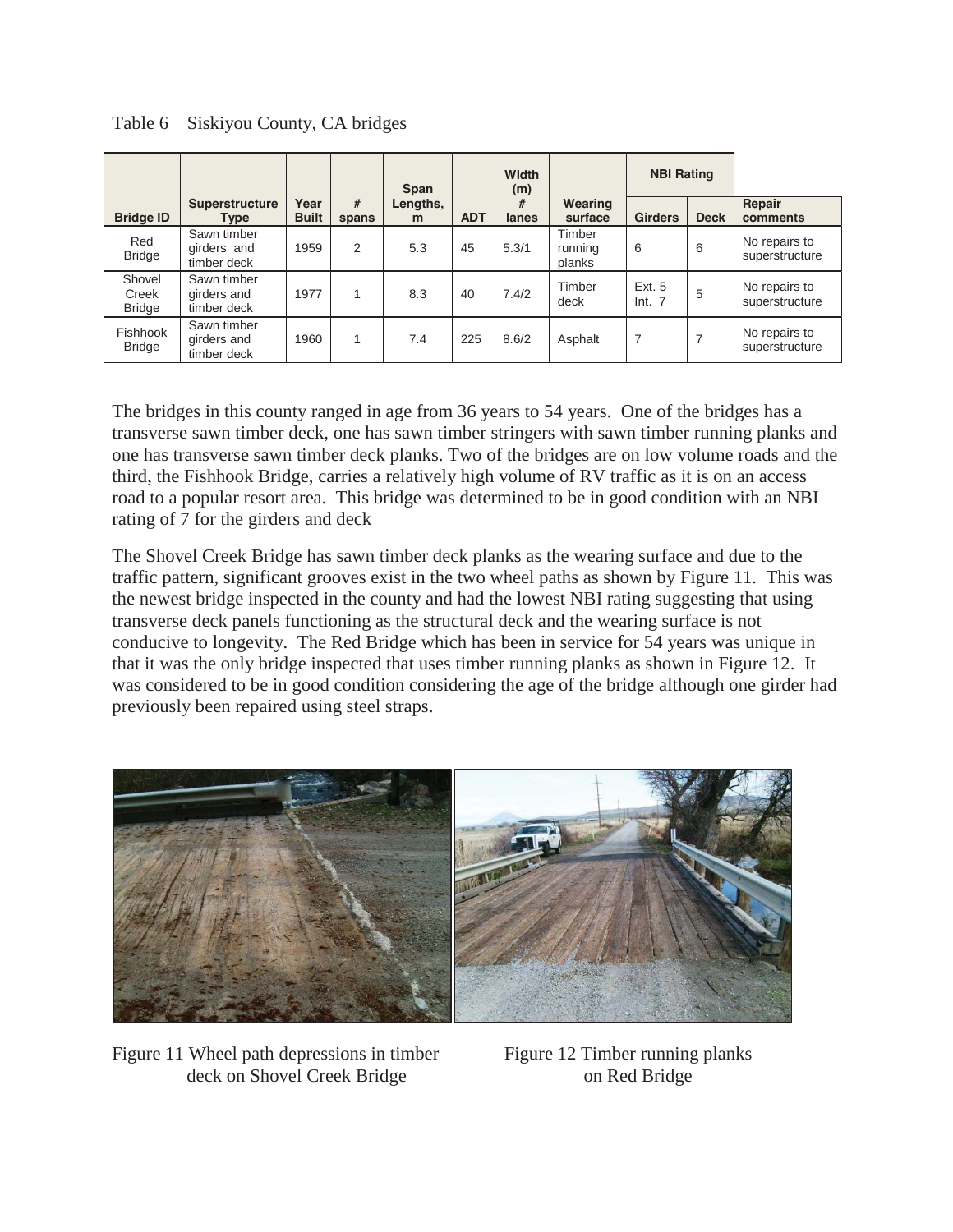Table 6 Siskiyou County, CA bridges

| Bridge ID | Superstructure Type | Year Built | # spans | Span Lengths, m | ADT | Width (m) # lanes | Wearing surface | NBI Rating | | Repair comments |
|---|---|---|---|---|---|---|---|---|---|---|
| | | | | | | | | Girders | Deck | |
| Red Bridge | Sawn timber girders and timber deck | 1959 | 2 | 5.3 | 45 | 5.3/1 | Timber running planks | 6 | 6 | No repairs to superstructure |
| Shovel Creek Bridge | Sawn timber girders and timber deck | 1977 | 1 | 8.3 | 40 | 7.4/2 | Timber deck | Ext. 5 Int. 7 | 5 | No repairs to superstructure |
| Fishhook Bridge | Sawn timber girders and timber deck | 1960 | 1 | 7.4 | 225 | 8.6/2 | Asphalt | 7 | 7 | No repairs to superstructure |

The bridges in this county ranged in age from 36 years to 54 years. One of the bridges has a transverse sawn timber deck, one has sawn timber stringers with sawn timber running planks and one has transverse sawn timber deck planks. Two of the bridges are on low volume roads and the third, the Fishhook Bridge, carries a relatively high volume of RV traffic as it is on an access road to a popular resort area. This bridge was determined to be in good condition with an NBI rating of 7 for the girders and deck

The Shovel Creek Bridge has sawn timber deck planks as the wearing surface and due to the traffic pattern, significant grooves exist in the two wheel paths as shown by Figure 11. This was the newest bridge inspected in the county and had the lowest NBI rating suggesting that using transverse deck panels functioning as the structural deck and the wearing surface is not conducive to longevity. The Red Bridge which has been in service for 54 years was unique in that it was the only bridge inspected that uses timber running planks as shown in Figure 12. It was considered to be in good condition considering the age of the bridge although one girder had previously been repaired using steel straps.

Figure 11 Wheel path depressions in timber deck on Shovel Creek Bridge

Figure 12 Timber running planks on Red Bridge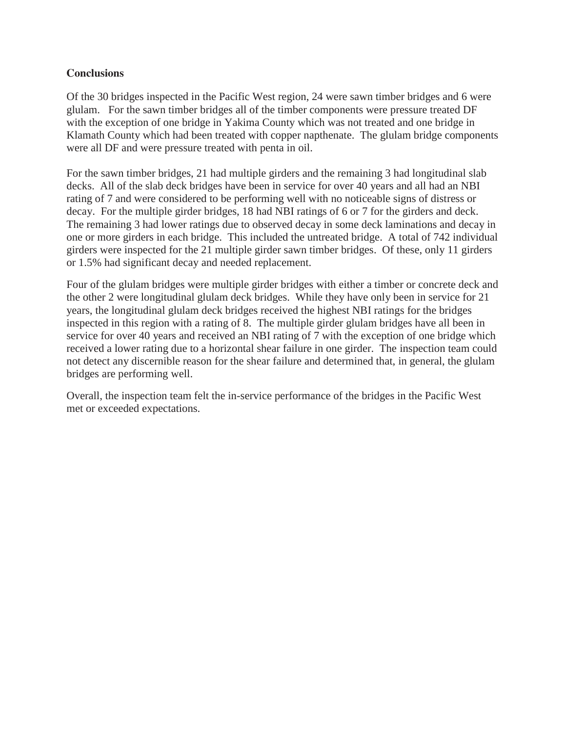**Conclusions**

Of the 30 bridges inspected in the Pacific West region, 24 were sawn timber bridges and 6 were glulam. For the sawn timber bridges all of the timber components were pressure treated DF with the exception of one bridge in Yakima County which was not treated and one bridge in Klamath County which had been treated with copper napthenate. The glulam bridge components were all DF and were pressure treated with penta in oil.

For the sawn timber bridges, 21 had multiple girders and the remaining 3 had longitudinal slab decks. All of the slab deck bridges have been in service for over 40 years and all had an NBI rating of 7 and were considered to be performing well with no noticeable signs of distress or decay. For the multiple girder bridges, 18 had NBI ratings of 6 or 7 for the girders and deck. The remaining 3 had lower ratings due to observed decay in some deck laminations and decay in one or more girders in each bridge. This included the untreated bridge. A total of 742 individual girders were inspected for the 21 multiple girder sawn timber bridges. Of these, only 11 girders or 1.5% had significant decay and needed replacement.

Four of the glulam bridges were multiple girder bridges with either a timber or concrete deck and the other 2 were longitudinal glulam deck bridges. While they have only been in service for 21 years, the longitudinal glulam deck bridges received the highest NBI ratings for the bridges inspected in this region with a rating of 8. The multiple girder glulam bridges have all been in service for over 40 years and received an NBI rating of 7 with the exception of one bridge which received a lower rating due to a horizontal shear failure in one girder. The inspection team could not detect any discernible reason for the shear failure and determined that, in general, the glulam bridges are performing well.

Overall, the inspection team felt the in-service performance of the bridges in the Pacific West met or exceeded expectations.